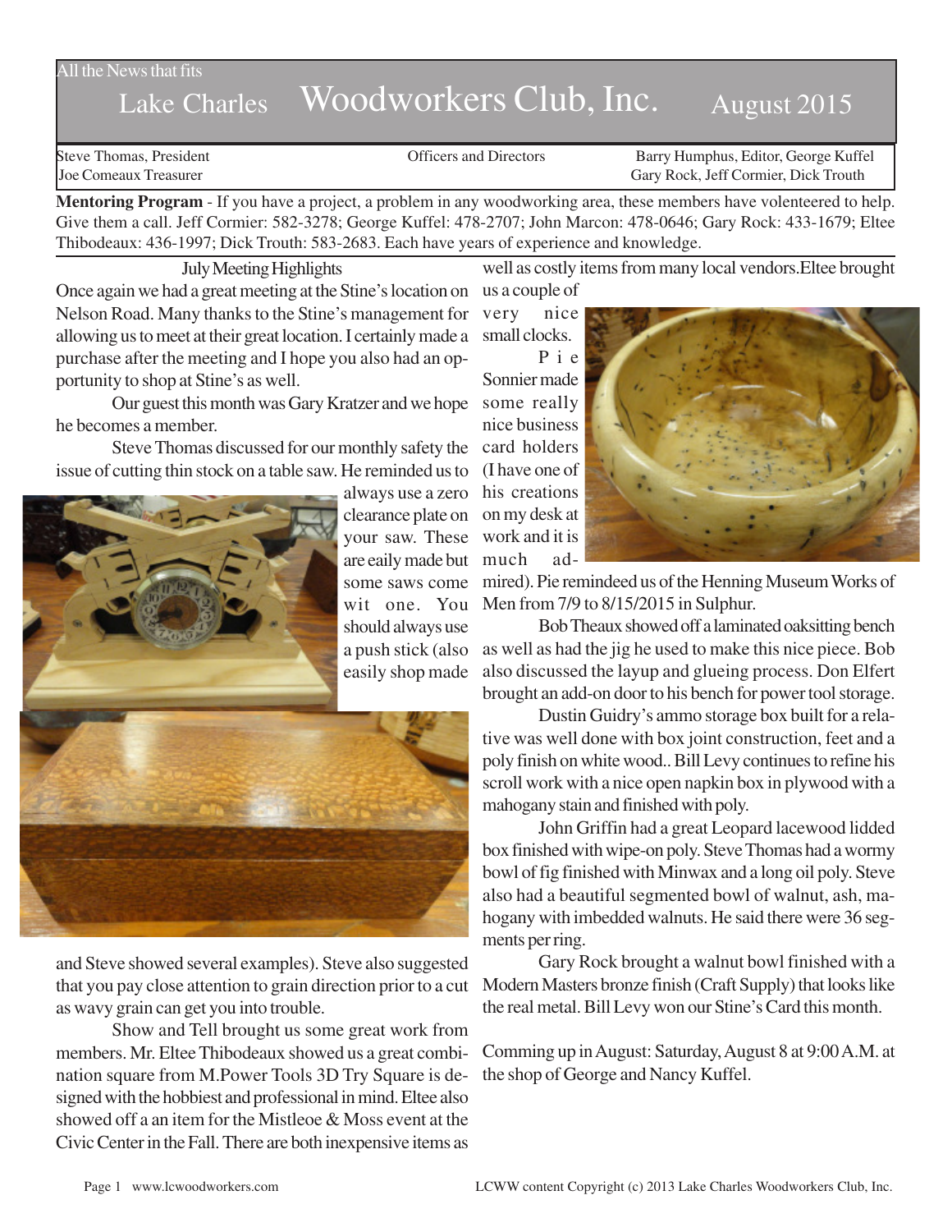All the News that fits

# Lake Charles Woodworkers Club, Inc. August 2015

| Steve Thomas, President | Officers and Directors | Barry Humphus, Editor, George Kuffel |
|---|---|---|
| Joe Comeaux Treasurer | | Gary Rock, Jeff Cormier, Dick Trouth |

**Mentoring Program** - If you have a project, a problem in any woodworking area, these members have volenteered to help. Give them a call. Jeff Cormier: 582-3278; George Kuffel: 478-2707; John Marcon: 478-0646; Gary Rock: 433-1679; Eltee Thibodeaux: 436-1997; Dick Trouth: 583-2683. Each have years of experience and knowledge.

## July Meeting Highlights

Once again we had a great meeting at the Stine's location on Nelson Road. Many thanks to the Stine's management for allowing us to meet at their great location. I certainly made a purchase after the meeting and I hope you also had an opportunity to shop at Stine's as well.

Our guest this month was Gary Kratzer and we hope he becomes a member.

Steve Thomas discussed for our monthly safety the issue of cutting thin stock on a table saw. He reminded us to always use a zero clearance plate on your saw. These are eaily made but some saws come wit one. You should always use a push stick (also easily shop made and Steve showed several examples). Steve also suggested that you pay close attention to grain direction prior to a cut as wavy grain can get you into trouble.

Show and Tell brought us some great work from members. Mr. Eltee Thibodeaux showed us a great combination square from M.Power Tools 3D Try Square is designed with the hobbiest and professional in mind. Eltee also showed off a an item for the Mistleoe & Moss event at the Civic Center in the Fall. There are both inexpensive items as well as costly items from many local vendors.Eltee brought us a couple of very nice small clocks.

Pie Sonnier made some really nice business card holders (I have one of his creations on my desk at work and it is much admired). Pie remindeed us of the Henning Museum Works of Men from 7/9 to 8/15/2015 in Sulphur.

Bob Theaux showed off a laminated oaksitting bench as well as had the jig he used to make this nice piece. Bob also discussed the layup and glueing process. Don Elfert brought an add-on door to his bench for power tool storage.

Dustin Guidry's ammo storage box built for a relative was well done with box joint construction, feet and a poly finish on white wood.. Bill Levy continues to refine his scroll work with a nice open napkin box in plywood with a mahogany stain and finished with poly.

John Griffin had a great Leopard lacewood lidded box finished with wipe-on poly. Steve Thomas had a wormy bowl of fig finished with Minwax and a long oil poly. Steve also had a beautiful segmented bowl of walnut, ash, mahogany with imbedded walnuts. He said there were 36 segments per ring.

Gary Rock brought a walnut bowl finished with a Modern Masters bronze finish (Craft Supply) that looks like the real metal. Bill Levy won our Stine's Card this month.

Comming up in August: Saturday, August 8 at 9:00 A.M. at the shop of George and Nancy Kuffel.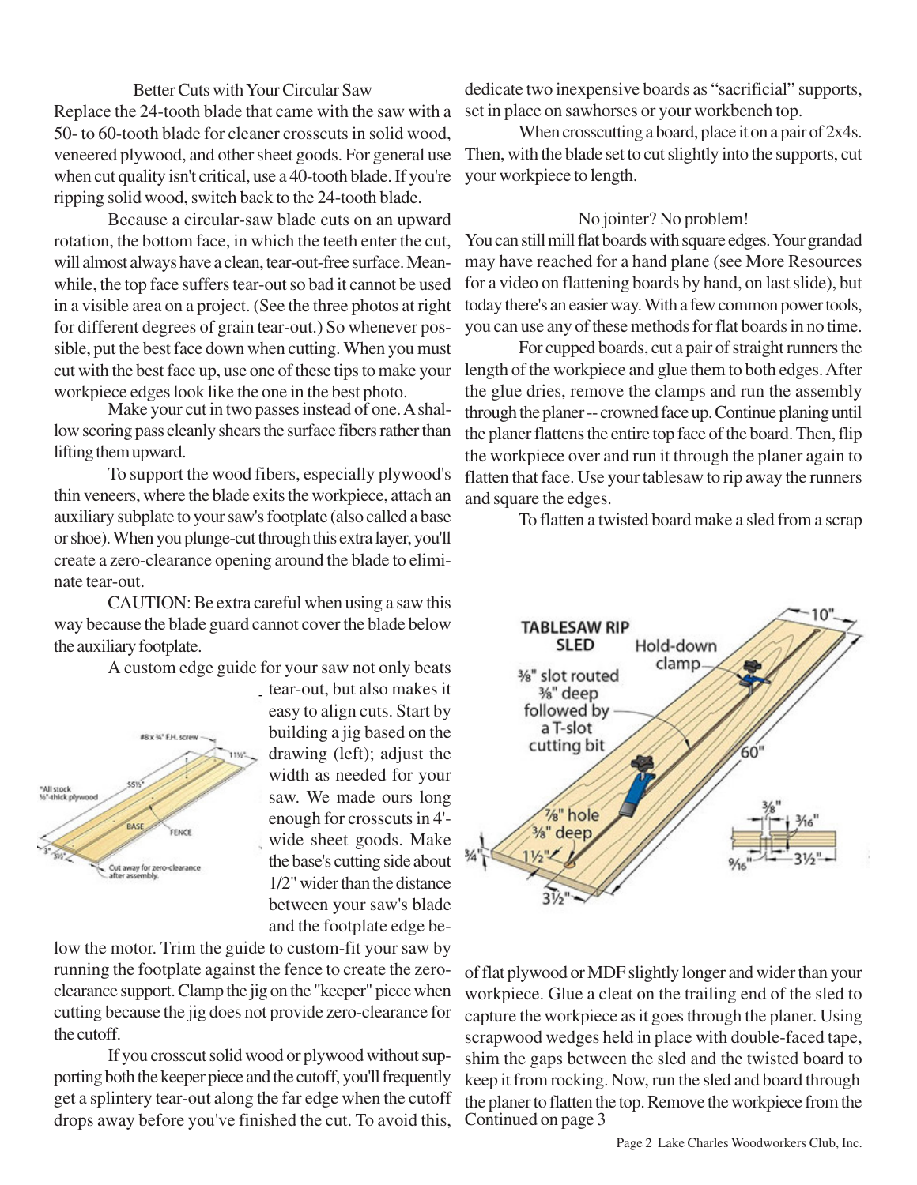## Better Cuts with Your Circular Saw

Replace the 24-tooth blade that came with the saw with a 50- to 60-tooth blade for cleaner crosscuts in solid wood, veneered plywood, and other sheet goods. For general use when cut quality isn't critical, use a 40-tooth blade. If you're ripping solid wood, switch back to the 24-tooth blade.

Because a circular-saw blade cuts on an upward rotation, the bottom face, in which the teeth enter the cut, will almost always have a clean, tear-out-free surface. Meanwhile, the top face suffers tear-out so bad it cannot be used in a visible area on a project. (See the three photos at right for different degrees of grain tear-out.) So whenever possible, put the best face down when cutting. When you must cut with the best face up, use one of these tips to make your workpiece edges look like the one in the best photo.

Make your cut in two passes instead of one. A shallow scoring pass cleanly shears the surface fibers rather than lifting them upward.

To support the wood fibers, especially plywood's thin veneers, where the blade exits the workpiece, attach an auxiliary subplate to your saw's footplate (also called a base or shoe). When you plunge-cut through this extra layer, you'll create a zero-clearance opening around the blade to eliminate tear-out.

CAUTION: Be extra careful when using a saw this way because the blade guard cannot cover the blade below the auxiliary footplate.

A custom edge guide for your saw not only beats tear-out, but also makes it easy to align cuts. Start by building a jig based on the drawing (left); adjust the width as needed for your saw. We made ours long enough for crosscuts in 4'-wide sheet goods. Make the base's cutting side about 1/2" wider than the distance between your saw's blade and the footplate edge below the motor. Trim the guide to custom-fit your saw by running the footplate against the fence to create the zero-clearance support. Clamp the jig on the "keeper" piece when cutting because the jig does not provide zero-clearance for the cutoff.

If you crosscut solid wood or plywood without supporting both the keeper piece and the cutoff, you'll frequently get a splintery tear-out along the far edge when the cutoff drops away before you've finished the cut. To avoid this, dedicate two inexpensive boards as "sacrificial" supports, set in place on sawhorses or your workbench top.

When crosscutting a board, place it on a pair of 2x4s. Then, with the blade set to cut slightly into the supports, cut your workpiece to length.

## No jointer? No problem!

You can still mill flat boards with square edges. Your grandad may have reached for a hand plane (see More Resources for a video on flattening boards by hand, on last slide), but today there's an easier way. With a few common power tools, you can use any of these methods for flat boards in no time.

For cupped boards, cut a pair of straight runners the length of the workpiece and glue them to both edges. After the glue dries, remove the clamps and run the assembly through the planer -- crowned face up. Continue planing until the planer flattens the entire top face of the board. Then, flip the workpiece over and run it through the planer again to flatten that face. Use your tablesaw to rip away the runners and square the edges.

To flatten a twisted board make a sled from a scrap of flat plywood or MDF slightly longer and wider than your workpiece. Glue a cleat on the trailing end of the sled to capture the workpiece as it goes through the planer. Using scrapwood wedges held in place with double-faced tape, shim the gaps between the sled and the twisted board to keep it from rocking. Now, run the sled and board through the planer to flatten the top. Remove the workpiece from the

Continued on page 3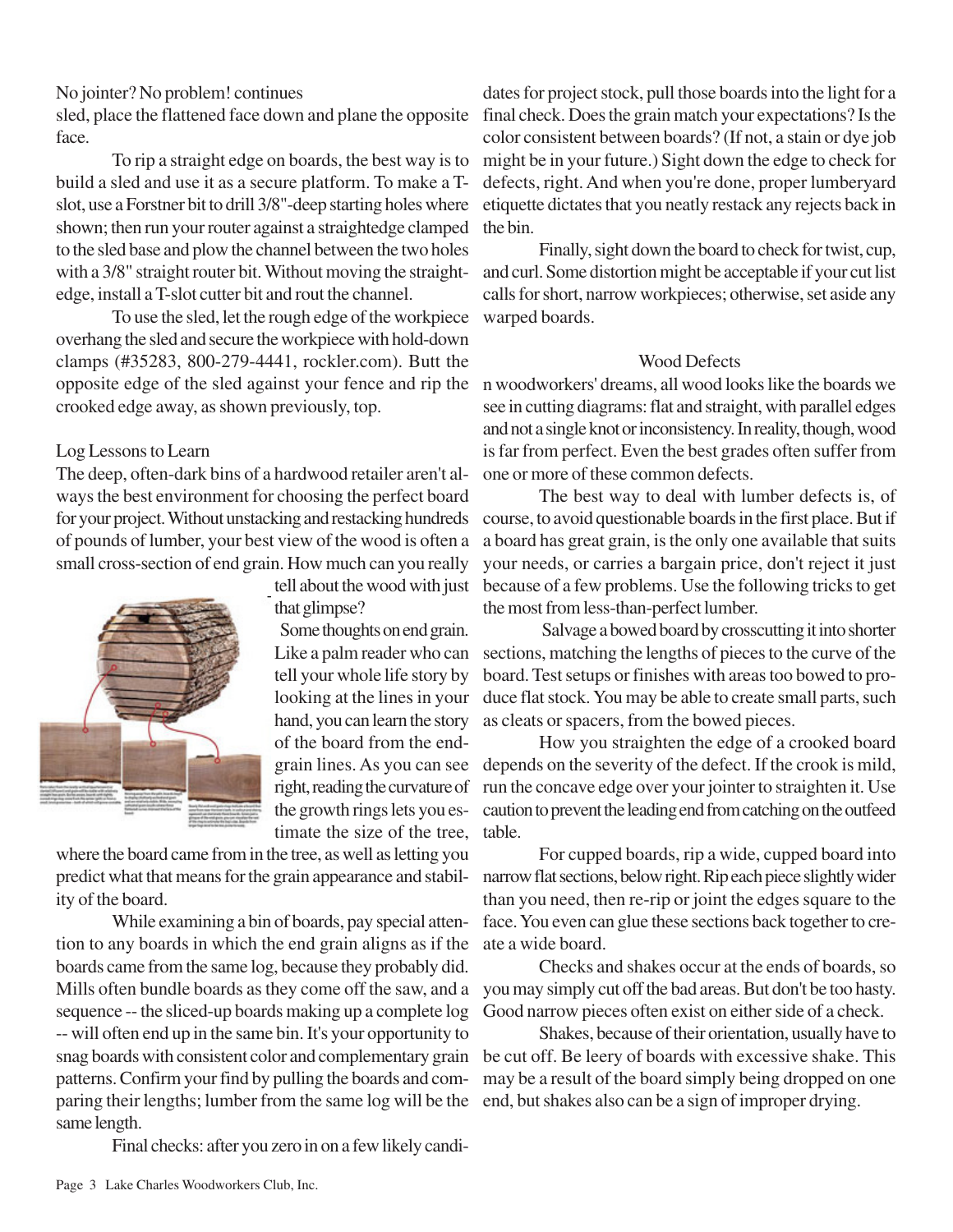No jointer? No problem! continues

sled, place the flattened face down and plane the opposite face.

To rip a straight edge on boards, the best way is to build a sled and use it as a secure platform. To make a T-slot, use a Forstner bit to drill 3/8"-deep starting holes where shown; then run your router against a straightedge clamped to the sled base and plow the channel between the two holes with a 3/8" straight router bit. Without moving the straightedge, install a T-slot cutter bit and rout the channel.

To use the sled, let the rough edge of the workpiece overhang the sled and secure the workpiece with hold-down clamps (#35283, 800-279-4441, rockler.com). Butt the opposite edge of the sled against your fence and rip the crooked edge away, as shown previously, top.

## Log Lessons to Learn

The deep, often-dark bins of a hardwood retailer aren't always the best environment for choosing the perfect board for your project. Without unstacking and restacking hundreds of pounds of lumber, your best view of the wood is often a small cross-section of end grain. How much can you really tell about the wood with just that glimpse?

Some thoughts on end grain. Like a palm reader who can tell your whole life story by looking at the lines in your hand, you can learn the story of the board from the end-grain lines. As you can see right, reading the curvature of the growth rings lets you estimate the size of the tree, where the board came from in the tree, as well as letting you predict what that means for the grain appearance and stability of the board.

While examining a bin of boards, pay special attention to any boards in which the end grain aligns as if the boards came from the same log, because they probably did. Mills often bundle boards as they come off the saw, and a sequence -- the sliced-up boards making up a complete log -- will often end up in the same bin. It's your opportunity to snag boards with consistent color and complementary grain patterns. Confirm your find by pulling the boards and comparing their lengths; lumber from the same log will be the same length.

Final checks: after you zero in on a few likely candidates for project stock, pull those boards into the light for a final check. Does the grain match your expectations? Is the color consistent between boards? (If not, a stain or dye job might be in your future.) Sight down the edge to check for defects, right. And when you're done, proper lumberyard etiquette dictates that you neatly restack any rejects back in the bin.

Finally, sight down the board to check for twist, cup, and curl. Some distortion might be acceptable if your cut list calls for short, narrow workpieces; otherwise, set aside any warped boards.

## Wood Defects

n woodworkers' dreams, all wood looks like the boards we see in cutting diagrams: flat and straight, with parallel edges and not a single knot or inconsistency. In reality, though, wood is far from perfect. Even the best grades often suffer from one or more of these common defects.

The best way to deal with lumber defects is, of course, to avoid questionable boards in the first place. But if a board has great grain, is the only one available that suits your needs, or carries a bargain price, don't reject it just because of a few problems. Use the following tricks to get the most from less-than-perfect lumber.

Salvage a bowed board by crosscutting it into shorter sections, matching the lengths of pieces to the curve of the board. Test setups or finishes with areas too bowed to produce flat stock. You may be able to create small parts, such as cleats or spacers, from the bowed pieces.

How you straighten the edge of a crooked board depends on the severity of the defect. If the crook is mild, run the concave edge over your jointer to straighten it. Use caution to prevent the leading end from catching on the outfeed table.

For cupped boards, rip a wide, cupped board into narrow flat sections, below right. Rip each piece slightly wider than you need, then re-rip or joint the edges square to the face. You even can glue these sections back together to create a wide board.

Checks and shakes occur at the ends of boards, so you may simply cut off the bad areas. But don't be too hasty. Good narrow pieces often exist on either side of a check.

Shakes, because of their orientation, usually have to be cut off. Be leery of boards with excessive shake. This may be a result of the board simply being dropped on one end, but shakes also can be a sign of improper drying.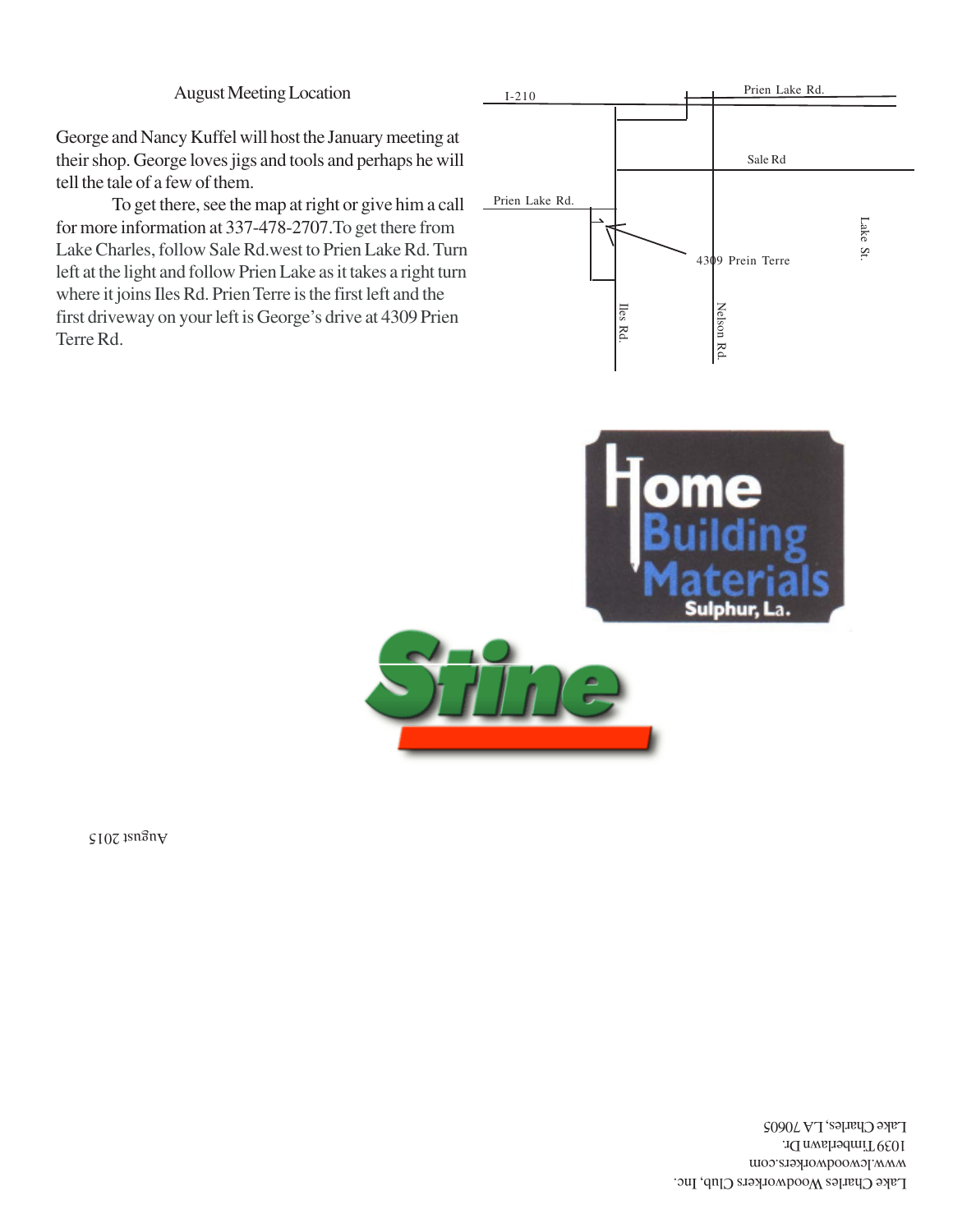August Meeting Location

George and Nancy Kuffel will host the January meeting at their shop. George loves jigs and tools and perhaps he will tell the tale of a few of them.

To get there, see the map at right or give him a call for more information at 337-478-2707.To get there from Lake Charles, follow Sale Rd.west to Prien Lake Rd. Turn left at the light and follow Prien Lake as it takes a right turn where it joins Iles Rd. Prien Terre is the first left and the first driveway on your left is George's drive at 4309 Prien Terre Rd.

I-210

Prien Lake Rd.

Sale Rd

Prien Lake Rd.

Lake St.

4309 Prein Terre

Iles Rd.

Nelson Rd.

Home Building Materials

Sulphur, La.

Stine

August 2015

Lake Charles Woodworkers Club, Inc.
www.lcwoodworkers.com
1039 Timberlawn Dr.
Lake Charles, LA 70605